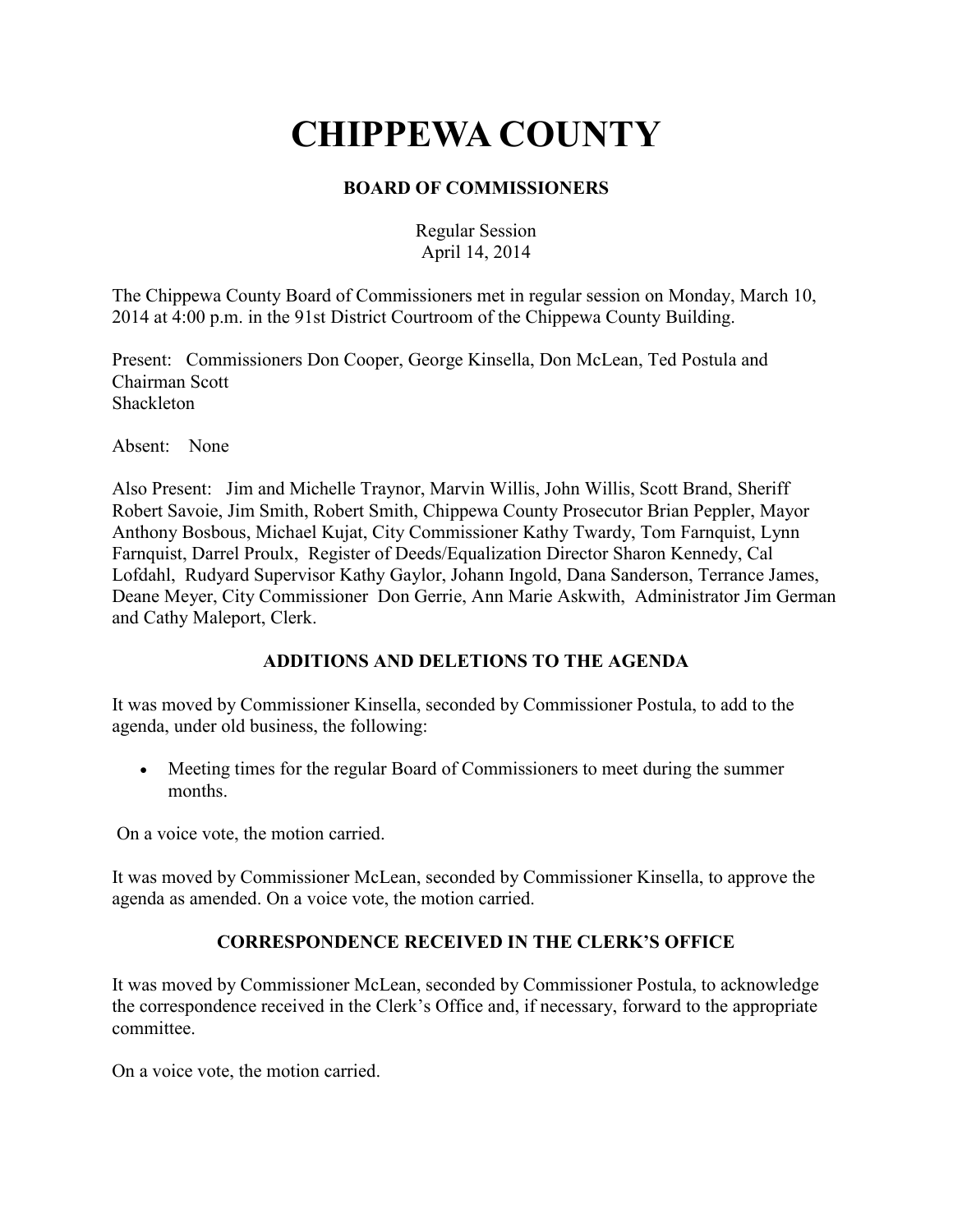# CHIPPEWA COUNTY

## BOARD OF COMMISSIONERS

Regular Session
April 14, 2014

The Chippewa County Board of Commissioners met in regular session on Monday, March 10, 2014 at 4:00 p.m. in the 91st District Courtroom of the Chippewa County Building.

Present: Commissioners Don Cooper, George Kinsella, Don McLean, Ted Postula and Chairman Scott Shackleton

Absent: None

Also Present: Jim and Michelle Traynor, Marvin Willis, John Willis, Scott Brand, Sheriff Robert Savoie, Jim Smith, Robert Smith, Chippewa County Prosecutor Brian Peppler, Mayor Anthony Bosbous, Michael Kujat, City Commissioner Kathy Twardy, Tom Farnquist, Lynn Farnquist, Darrel Proulx, Register of Deeds/Equalization Director Sharon Kennedy, Cal Lofdahl, Rudyard Supervisor Kathy Gaylor, Johann Ingold, Dana Sanderson, Terrance James, Deane Meyer, City Commissioner Don Gerrie, Ann Marie Askwith, Administrator Jim German and Cathy Maleport, Clerk.

### ADDITIONS AND DELETIONS TO THE AGENDA

It was moved by Commissioner Kinsella, seconded by Commissioner Postula, to add to the agenda, under old business, the following:

- Meeting times for the regular Board of Commissioners to meet during the summer months.

On a voice vote, the motion carried.

It was moved by Commissioner McLean, seconded by Commissioner Kinsella, to approve the agenda as amended. On a voice vote, the motion carried.

### CORRESPONDENCE RECEIVED IN THE CLERK'S OFFICE

It was moved by Commissioner McLean, seconded by Commissioner Postula, to acknowledge the correspondence received in the Clerk's Office and, if necessary, forward to the appropriate committee.

On a voice vote, the motion carried.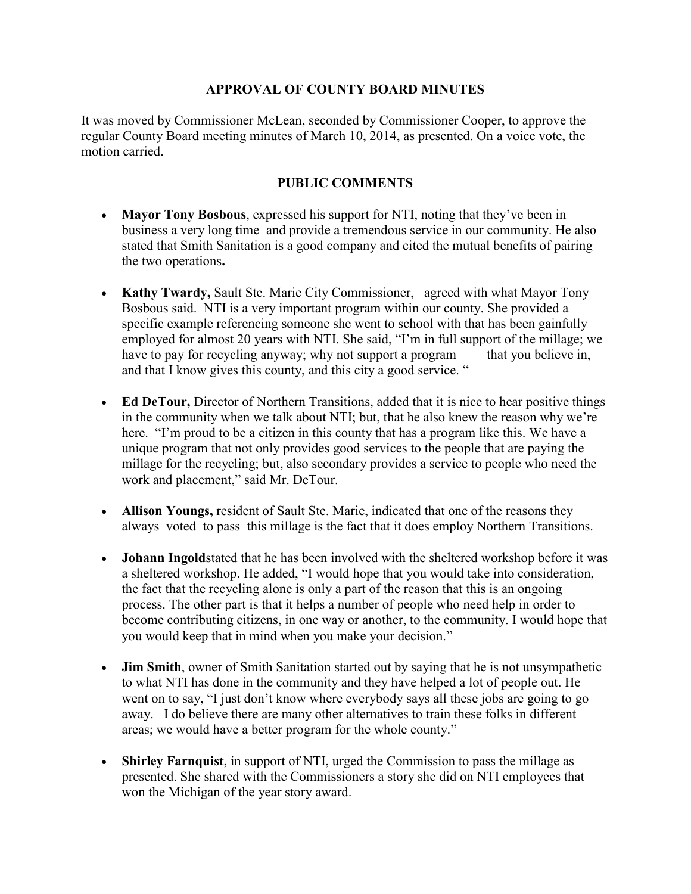## APPROVAL OF COUNTY BOARD MINUTES

It was moved by Commissioner McLean, seconded by Commissioner Cooper, to approve the regular County Board meeting minutes of March 10, 2014, as presented. On a voice vote, the motion carried.

## PUBLIC COMMENTS

- **Mayor Tony Bosbous**, expressed his support for NTI, noting that they've been in business a very long time and provide a tremendous service in our community. He also stated that Smith Sanitation is a good company and cited the mutual benefits of pairing the two operations**.**

- **Kathy Twardy,** Sault Ste. Marie City Commissioner, agreed with what Mayor Tony Bosbous said. NTI is a very important program within our county. She provided a specific example referencing someone she went to school with that has been gainfully employed for almost 20 years with NTI. She said, "I'm in full support of the millage; we have to pay for recycling anyway; why not support a program that you believe in, and that I know gives this county, and this city a good service. "

- **Ed DeTour,** Director of Northern Transitions, added that it is nice to hear positive things in the community when we talk about NTI; but, that he also knew the reason why we're here. "I'm proud to be a citizen in this county that has a program like this. We have a unique program that not only provides good services to the people that are paying the millage for the recycling; but, also secondary provides a service to people who need the work and placement," said Mr. DeTour.

- **Allison Youngs,** resident of Sault Ste. Marie, indicated that one of the reasons they always voted to pass this millage is the fact that it does employ Northern Transitions.

- **Johann Ingold**stated that he has been involved with the sheltered workshop before it was a sheltered workshop. He added, "I would hope that you would take into consideration, the fact that the recycling alone is only a part of the reason that this is an ongoing process. The other part is that it helps a number of people who need help in order to become contributing citizens, in one way or another, to the community. I would hope that you would keep that in mind when you make your decision."

- **Jim Smith**, owner of Smith Sanitation started out by saying that he is not unsympathetic to what NTI has done in the community and they have helped a lot of people out. He went on to say, "I just don't know where everybody says all these jobs are going to go away. I do believe there are many other alternatives to train these folks in different areas; we would have a better program for the whole county."

- **Shirley Farnquist**, in support of NTI, urged the Commission to pass the millage as presented. She shared with the Commissioners a story she did on NTI employees that won the Michigan of the year story award.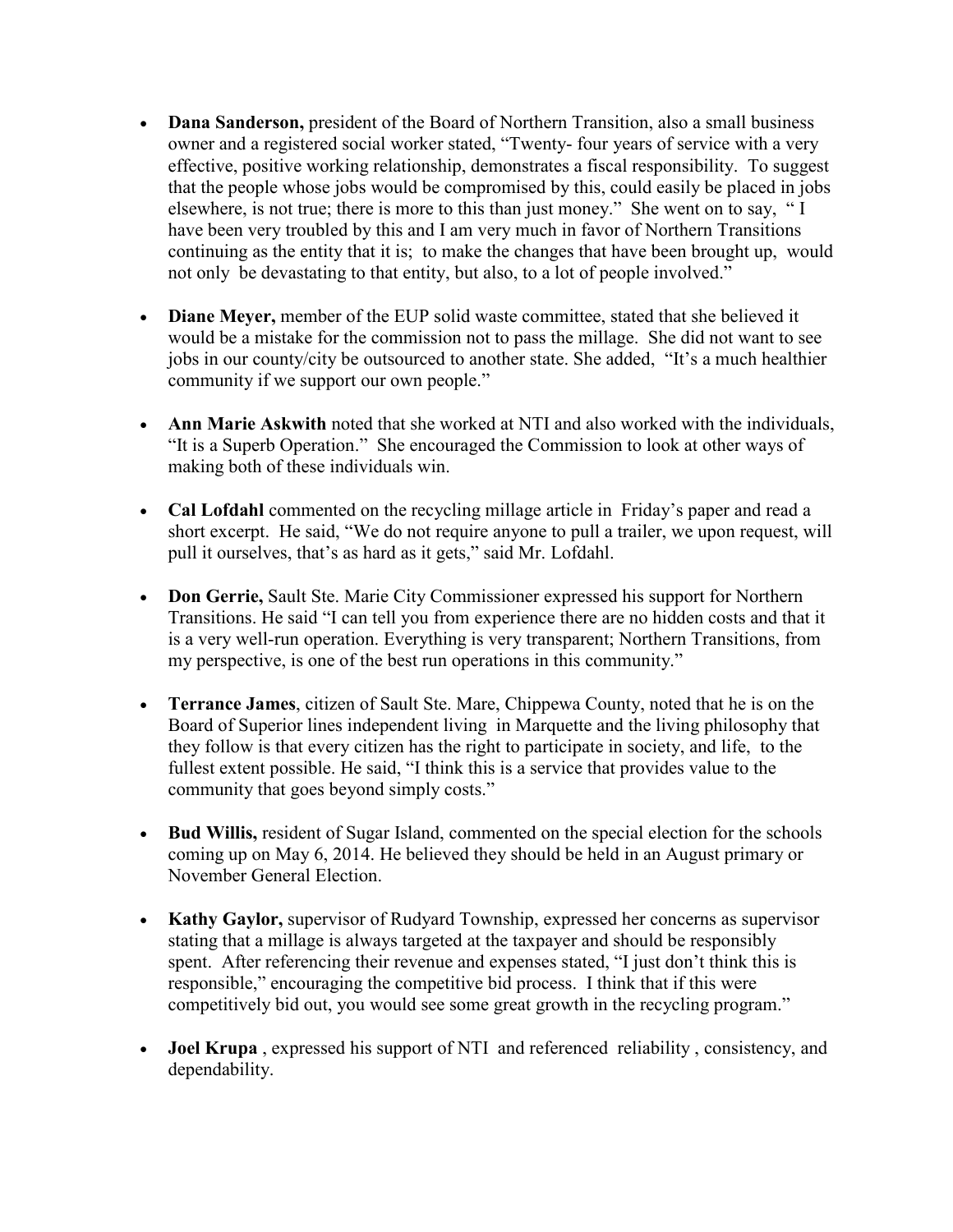- **Dana Sanderson,** president of the Board of Northern Transition, also a small business owner and a registered social worker stated, "Twenty- four years of service with a very effective, positive working relationship, demonstrates a fiscal responsibility. To suggest that the people whose jobs would be compromised by this, could easily be placed in jobs elsewhere, is not true; there is more to this than just money." She went on to say, " I have been very troubled by this and I am very much in favor of Northern Transitions continuing as the entity that it is; to make the changes that have been brought up, would not only be devastating to that entity, but also, to a lot of people involved."

- **Diane Meyer,** member of the EUP solid waste committee, stated that she believed it would be a mistake for the commission not to pass the millage. She did not want to see jobs in our county/city be outsourced to another state. She added, "It's a much healthier community if we support our own people."

- **Ann Marie Askwith** noted that she worked at NTI and also worked with the individuals, "It is a Superb Operation." She encouraged the Commission to look at other ways of making both of these individuals win.

- **Cal Lofdahl** commented on the recycling millage article in Friday's paper and read a short excerpt. He said, "We do not require anyone to pull a trailer, we upon request, will pull it ourselves, that's as hard as it gets," said Mr. Lofdahl.

- **Don Gerrie,** Sault Ste. Marie City Commissioner expressed his support for Northern Transitions. He said "I can tell you from experience there are no hidden costs and that it is a very well-run operation. Everything is very transparent; Northern Transitions, from my perspective, is one of the best run operations in this community."

- **Terrance James**, citizen of Sault Ste. Mare, Chippewa County, noted that he is on the Board of Superior lines independent living in Marquette and the living philosophy that they follow is that every citizen has the right to participate in society, and life, to the fullest extent possible. He said, "I think this is a service that provides value to the community that goes beyond simply costs."

- **Bud Willis,** resident of Sugar Island, commented on the special election for the schools coming up on May 6, 2014. He believed they should be held in an August primary or November General Election.

- **Kathy Gaylor,** supervisor of Rudyard Township, expressed her concerns as supervisor stating that a millage is always targeted at the taxpayer and should be responsibly spent. After referencing their revenue and expenses stated, "I just don't think this is responsible," encouraging the competitive bid process. I think that if this were competitively bid out, you would see some great growth in the recycling program."

- **Joel Krupa** , expressed his support of NTI and referenced reliability , consistency, and dependability.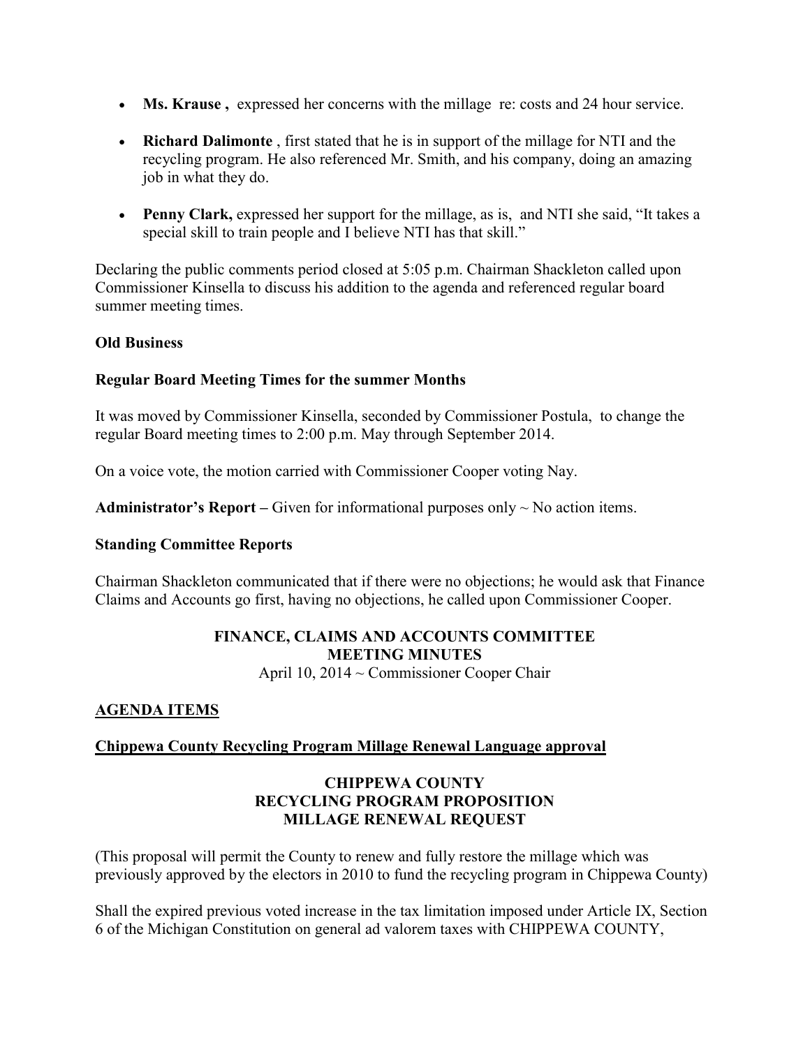- **Ms. Krause ,** expressed her concerns with the millage re: costs and 24 hour service.

- **Richard Dalimonte** , first stated that he is in support of the millage for NTI and the recycling program. He also referenced Mr. Smith, and his company, doing an amazing job in what they do.

- **Penny Clark,** expressed her support for the millage, as is, and NTI she said, "It takes a special skill to train people and I believe NTI has that skill."

Declaring the public comments period closed at 5:05 p.m. Chairman Shackleton called upon Commissioner Kinsella to discuss his addition to the agenda and referenced regular board summer meeting times.

**Old Business**

**Regular Board Meeting Times for the summer Months**

It was moved by Commissioner Kinsella, seconded by Commissioner Postula, to change the regular Board meeting times to 2:00 p.m. May through September 2014.

On a voice vote, the motion carried with Commissioner Cooper voting Nay.

**Administrator's Report –** Given for informational purposes only ~ No action items.

**Standing Committee Reports**

Chairman Shackleton communicated that if there were no objections; he would ask that Finance Claims and Accounts go first, having no objections, he called upon Commissioner Cooper.

**FINANCE, CLAIMS AND ACCOUNTS COMMITTEE**
**MEETING MINUTES**
April 10, 2014 ~ Commissioner Cooper Chair

**AGENDA ITEMS**

**Chippewa County Recycling Program Millage Renewal Language approval**

**CHIPPEWA COUNTY**
**RECYCLING PROGRAM PROPOSITION**
**MILLAGE RENEWAL REQUEST**

(This proposal will permit the County to renew and fully restore the millage which was previously approved by the electors in 2010 to fund the recycling program in Chippewa County)

Shall the expired previous voted increase in the tax limitation imposed under Article IX, Section 6 of the Michigan Constitution on general ad valorem taxes with CHIPPEWA COUNTY,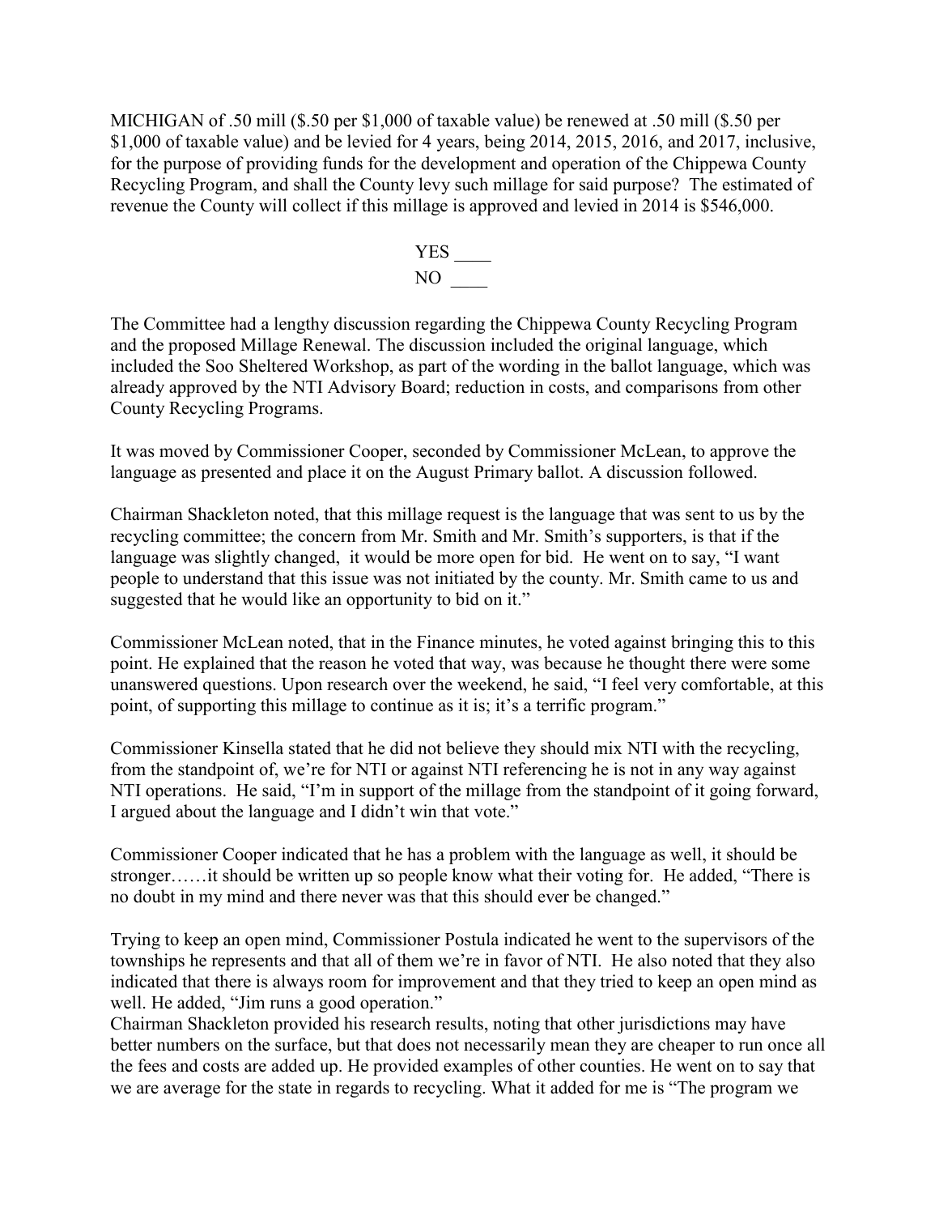MICHIGAN of .50 mill ($.50 per $1,000 of taxable value) be renewed at .50 mill ($.50 per $1,000 of taxable value) and be levied for 4 years, being 2014, 2015, 2016, and 2017, inclusive, for the purpose of providing funds for the development and operation of the Chippewa County Recycling Program, and shall the County levy such millage for said purpose? The estimated of revenue the County will collect if this millage is approved and levied in 2014 is $546,000.

YES \_\_\_\_
NO \_\_\_\_

The Committee had a lengthy discussion regarding the Chippewa County Recycling Program and the proposed Millage Renewal. The discussion included the original language, which included the Soo Sheltered Workshop, as part of the wording in the ballot language, which was already approved by the NTI Advisory Board; reduction in costs, and comparisons from other County Recycling Programs.

It was moved by Commissioner Cooper, seconded by Commissioner McLean, to approve the language as presented and place it on the August Primary ballot. A discussion followed.

Chairman Shackleton noted, that this millage request is the language that was sent to us by the recycling committee; the concern from Mr. Smith and Mr. Smith's supporters, is that if the language was slightly changed, it would be more open for bid. He went on to say, "I want people to understand that this issue was not initiated by the county. Mr. Smith came to us and suggested that he would like an opportunity to bid on it."

Commissioner McLean noted, that in the Finance minutes, he voted against bringing this to this point. He explained that the reason he voted that way, was because he thought there were some unanswered questions. Upon research over the weekend, he said, "I feel very comfortable, at this point, of supporting this millage to continue as it is; it's a terrific program."

Commissioner Kinsella stated that he did not believe they should mix NTI with the recycling, from the standpoint of, we're for NTI or against NTI referencing he is not in any way against NTI operations. He said, "I'm in support of the millage from the standpoint of it going forward, I argued about the language and I didn't win that vote."

Commissioner Cooper indicated that he has a problem with the language as well, it should be stronger……it should be written up so people know what their voting for. He added, "There is no doubt in my mind and there never was that this should ever be changed."

Trying to keep an open mind, Commissioner Postula indicated he went to the supervisors of the townships he represents and that all of them we're in favor of NTI. He also noted that they also indicated that there is always room for improvement and that they tried to keep an open mind as well. He added, "Jim runs a good operation."

Chairman Shackleton provided his research results, noting that other jurisdictions may have better numbers on the surface, but that does not necessarily mean they are cheaper to run once all the fees and costs are added up. He provided examples of other counties. He went on to say that we are average for the state in regards to recycling. What it added for me is "The program we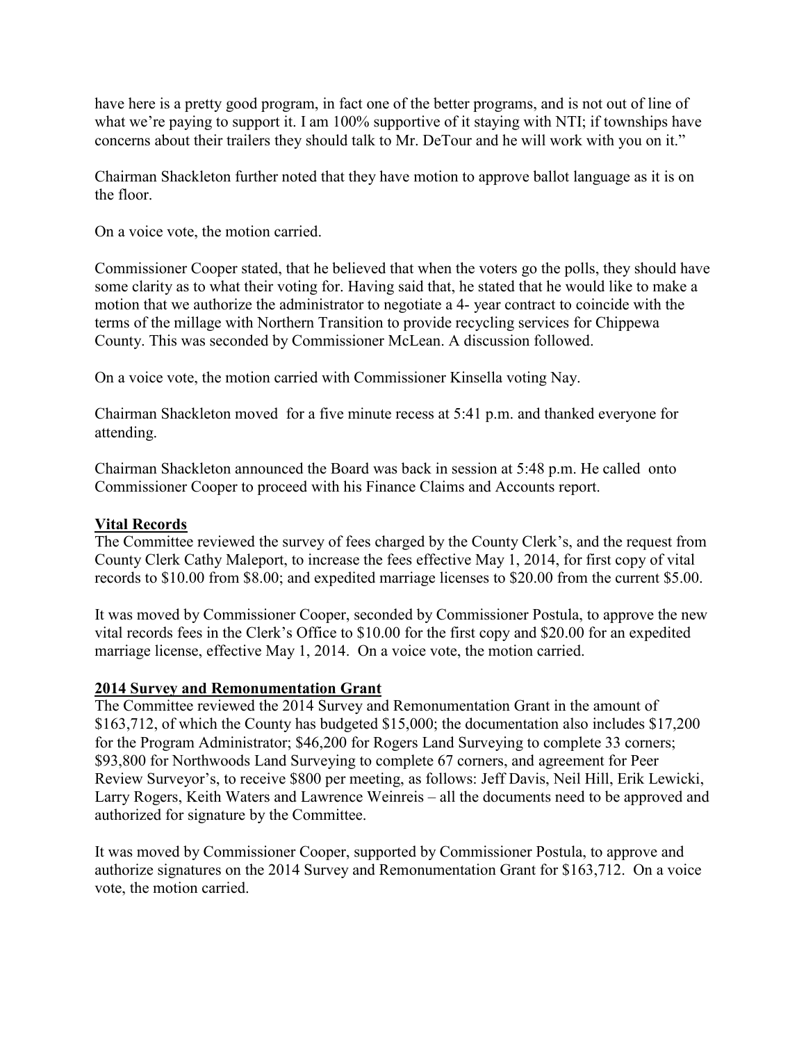have here is a pretty good program, in fact one of the better programs, and is not out of line of what we're paying to support it. I am 100% supportive of it staying with NTI; if townships have concerns about their trailers they should talk to Mr. DeTour and he will work with you on it."

Chairman Shackleton further noted that they have motion to approve ballot language as it is on the floor.

On a voice vote, the motion carried.

Commissioner Cooper stated, that he believed that when the voters go the polls, they should have some clarity as to what their voting for. Having said that, he stated that he would like to make a motion that we authorize the administrator to negotiate a 4- year contract to coincide with the terms of the millage with Northern Transition to provide recycling services for Chippewa County. This was seconded by Commissioner McLean. A discussion followed.

On a voice vote, the motion carried with Commissioner Kinsella voting Nay.

Chairman Shackleton moved for a five minute recess at 5:41 p.m. and thanked everyone for attending.

Chairman Shackleton announced the Board was back in session at 5:48 p.m. He called onto Commissioner Cooper to proceed with his Finance Claims and Accounts report.

**Vital Records**

The Committee reviewed the survey of fees charged by the County Clerk's, and the request from County Clerk Cathy Maleport, to increase the fees effective May 1, 2014, for first copy of vital records to $10.00 from $8.00; and expedited marriage licenses to $20.00 from the current $5.00.

It was moved by Commissioner Cooper, seconded by Commissioner Postula, to approve the new vital records fees in the Clerk's Office to $10.00 for the first copy and $20.00 for an expedited marriage license, effective May 1, 2014. On a voice vote, the motion carried.

**2014 Survey and Remonumentation Grant**

The Committee reviewed the 2014 Survey and Remonumentation Grant in the amount of $163,712, of which the County has budgeted $15,000; the documentation also includes $17,200 for the Program Administrator; $46,200 for Rogers Land Surveying to complete 33 corners; $93,800 for Northwoods Land Surveying to complete 67 corners, and agreement for Peer Review Surveyor's, to receive $800 per meeting, as follows: Jeff Davis, Neil Hill, Erik Lewicki, Larry Rogers, Keith Waters and Lawrence Weinreis – all the documents need to be approved and authorized for signature by the Committee.

It was moved by Commissioner Cooper, supported by Commissioner Postula, to approve and authorize signatures on the 2014 Survey and Remonumentation Grant for $163,712. On a voice vote, the motion carried.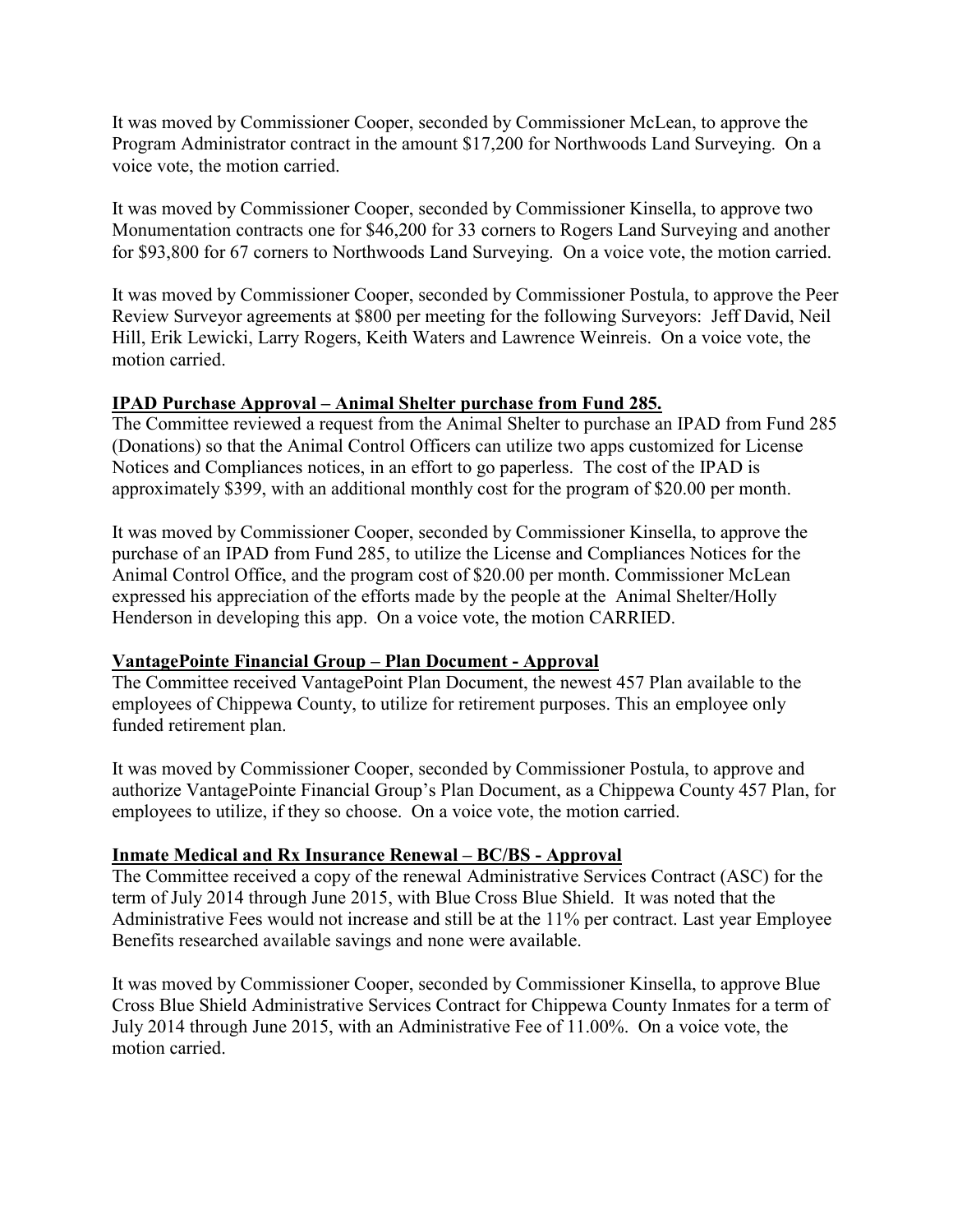It was moved by Commissioner Cooper, seconded by Commissioner McLean, to approve the Program Administrator contract in the amount $17,200 for Northwoods Land Surveying. On a voice vote, the motion carried.

It was moved by Commissioner Cooper, seconded by Commissioner Kinsella, to approve two Monumentation contracts one for $46,200 for 33 corners to Rogers Land Surveying and another for $93,800 for 67 corners to Northwoods Land Surveying. On a voice vote, the motion carried.

It was moved by Commissioner Cooper, seconded by Commissioner Postula, to approve the Peer Review Surveyor agreements at $800 per meeting for the following Surveyors: Jeff David, Neil Hill, Erik Lewicki, Larry Rogers, Keith Waters and Lawrence Weinreis. On a voice vote, the motion carried.

**IPAD Purchase Approval – Animal Shelter purchase from Fund 285.**

The Committee reviewed a request from the Animal Shelter to purchase an IPAD from Fund 285 (Donations) so that the Animal Control Officers can utilize two apps customized for License Notices and Compliances notices, in an effort to go paperless. The cost of the IPAD is approximately $399, with an additional monthly cost for the program of $20.00 per month.

It was moved by Commissioner Cooper, seconded by Commissioner Kinsella, to approve the purchase of an IPAD from Fund 285, to utilize the License and Compliances Notices for the Animal Control Office, and the program cost of $20.00 per month. Commissioner McLean expressed his appreciation of the efforts made by the people at the Animal Shelter/Holly Henderson in developing this app. On a voice vote, the motion CARRIED.

**VantagePointe Financial Group – Plan Document - Approval**

The Committee received VantagePoint Plan Document, the newest 457 Plan available to the employees of Chippewa County, to utilize for retirement purposes. This an employee only funded retirement plan.

It was moved by Commissioner Cooper, seconded by Commissioner Postula, to approve and authorize VantagePointe Financial Group's Plan Document, as a Chippewa County 457 Plan, for employees to utilize, if they so choose. On a voice vote, the motion carried.

**Inmate Medical and Rx Insurance Renewal – BC/BS - Approval**

The Committee received a copy of the renewal Administrative Services Contract (ASC) for the term of July 2014 through June 2015, with Blue Cross Blue Shield. It was noted that the Administrative Fees would not increase and still be at the 11% per contract. Last year Employee Benefits researched available savings and none were available.

It was moved by Commissioner Cooper, seconded by Commissioner Kinsella, to approve Blue Cross Blue Shield Administrative Services Contract for Chippewa County Inmates for a term of July 2014 through June 2015, with an Administrative Fee of 11.00%. On a voice vote, the motion carried.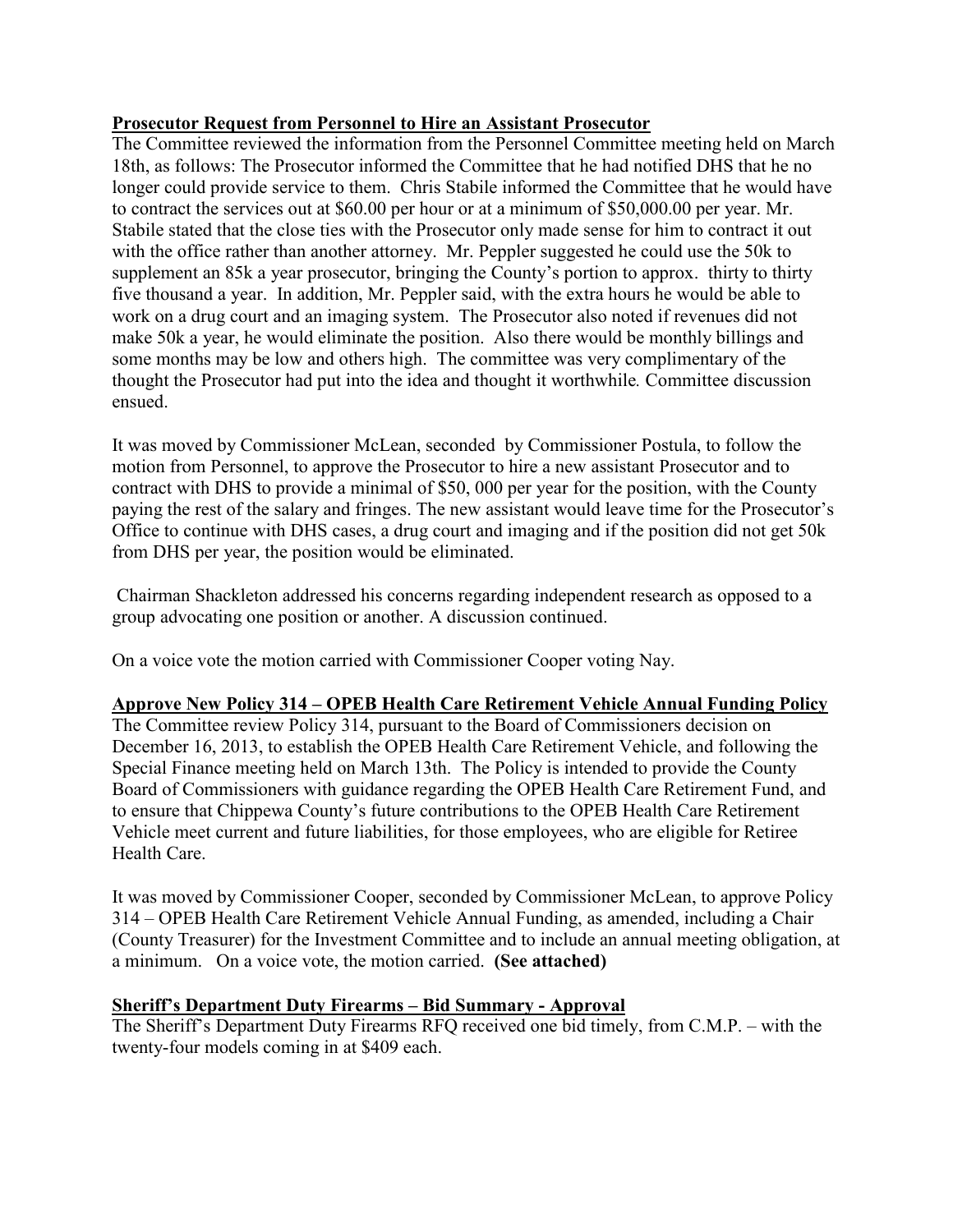**Prosecutor Request from Personnel to Hire an Assistant Prosecutor**

The Committee reviewed the information from the Personnel Committee meeting held on March 18th, as follows: The Prosecutor informed the Committee that he had notified DHS that he no longer could provide service to them. Chris Stabile informed the Committee that he would have to contract the services out at $60.00 per hour or at a minimum of $50,000.00 per year. Mr. Stabile stated that the close ties with the Prosecutor only made sense for him to contract it out with the office rather than another attorney. Mr. Peppler suggested he could use the 50k to supplement an 85k a year prosecutor, bringing the County's portion to approx. thirty to thirty five thousand a year. In addition, Mr. Peppler said, with the extra hours he would be able to work on a drug court and an imaging system. The Prosecutor also noted if revenues did not make 50k a year, he would eliminate the position. Also there would be monthly billings and some months may be low and others high. The committee was very complimentary of the thought the Prosecutor had put into the idea and thought it worthwhile. Committee discussion ensued.

It was moved by Commissioner McLean, seconded by Commissioner Postula, to follow the motion from Personnel, to approve the Prosecutor to hire a new assistant Prosecutor and to contract with DHS to provide a minimal of $50, 000 per year for the position, with the County paying the rest of the salary and fringes. The new assistant would leave time for the Prosecutor's Office to continue with DHS cases, a drug court and imaging and if the position did not get 50k from DHS per year, the position would be eliminated.

Chairman Shackleton addressed his concerns regarding independent research as opposed to a group advocating one position or another. A discussion continued.

On a voice vote the motion carried with Commissioner Cooper voting Nay.

**Approve New Policy 314 – OPEB Health Care Retirement Vehicle Annual Funding Policy**

The Committee review Policy 314, pursuant to the Board of Commissioners decision on December 16, 2013, to establish the OPEB Health Care Retirement Vehicle, and following the Special Finance meeting held on March 13th. The Policy is intended to provide the County Board of Commissioners with guidance regarding the OPEB Health Care Retirement Fund, and to ensure that Chippewa County's future contributions to the OPEB Health Care Retirement Vehicle meet current and future liabilities, for those employees, who are eligible for Retiree Health Care.

It was moved by Commissioner Cooper, seconded by Commissioner McLean, to approve Policy 314 – OPEB Health Care Retirement Vehicle Annual Funding, as amended, including a Chair (County Treasurer) for the Investment Committee and to include an annual meeting obligation, at a minimum. On a voice vote, the motion carried. **(See attached)**

**Sheriff's Department Duty Firearms – Bid Summary - Approval**

The Sheriff's Department Duty Firearms RFQ received one bid timely, from C.M.P. – with the twenty-four models coming in at $409 each.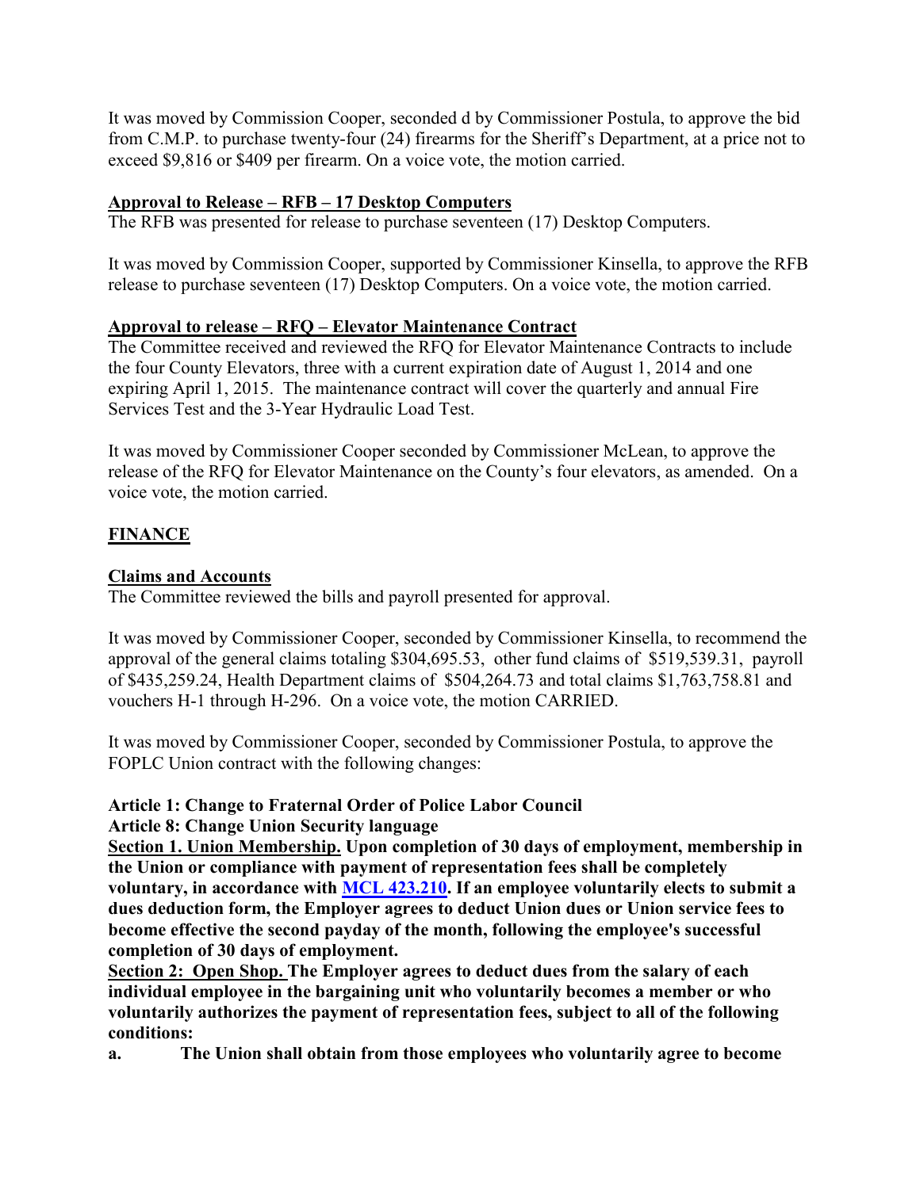It was moved by Commission Cooper, seconded d by Commissioner Postula, to approve the bid from C.M.P. to purchase twenty-four (24) firearms for the Sheriff's Department, at a price not to exceed $9,816 or $409 per firearm. On a voice vote, the motion carried.

**Approval to Release – RFB – 17 Desktop Computers**

The RFB was presented for release to purchase seventeen (17) Desktop Computers.

It was moved by Commission Cooper, supported by Commissioner Kinsella, to approve the RFB release to purchase seventeen (17) Desktop Computers. On a voice vote, the motion carried.

**Approval to release – RFQ – Elevator Maintenance Contract**

The Committee received and reviewed the RFQ for Elevator Maintenance Contracts to include the four County Elevators, three with a current expiration date of August 1, 2014 and one expiring April 1, 2015. The maintenance contract will cover the quarterly and annual Fire Services Test and the 3-Year Hydraulic Load Test.

It was moved by Commissioner Cooper seconded by Commissioner McLean, to approve the release of the RFQ for Elevator Maintenance on the County's four elevators, as amended. On a voice vote, the motion carried.

## FINANCE

**Claims and Accounts**

The Committee reviewed the bills and payroll presented for approval.

It was moved by Commissioner Cooper, seconded by Commissioner Kinsella, to recommend the approval of the general claims totaling $304,695.53, other fund claims of $519,539.31, payroll of $435,259.24, Health Department claims of $504,264.73 and total claims $1,763,758.81 and vouchers H-1 through H-296. On a voice vote, the motion CARRIED.

It was moved by Commissioner Cooper, seconded by Commissioner Postula, to approve the FOPLC Union contract with the following changes:

**Article 1: Change to Fraternal Order of Police Labor Council**

**Article 8: Change Union Security language**

**Section 1. Union Membership. Upon completion of 30 days of employment, membership in the Union or compliance with payment of representation fees shall be completely voluntary, in accordance with MCL 423.210. If an employee voluntarily elects to submit a dues deduction form, the Employer agrees to deduct Union dues or Union service fees to become effective the second payday of the month, following the employee's successful completion of 30 days of employment.**

**Section 2: Open Shop. The Employer agrees to deduct dues from the salary of each individual employee in the bargaining unit who voluntarily becomes a member or who voluntarily authorizes the payment of representation fees, subject to all of the following conditions:**

**a. The Union shall obtain from those employees who voluntarily agree to become**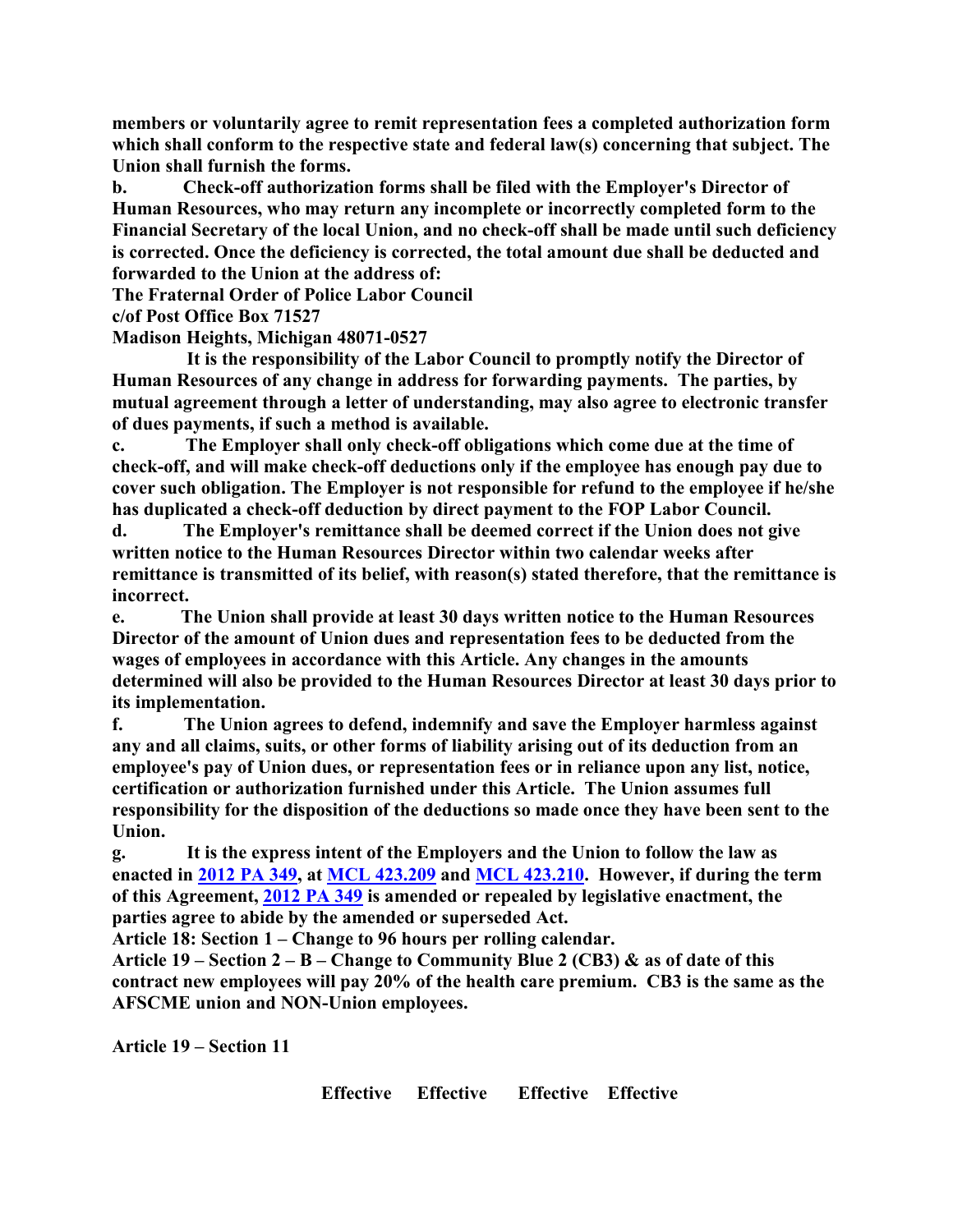**members or voluntarily agree to remit representation fees a completed authorization form which shall conform to the respective state and federal law(s) concerning that subject. The Union shall furnish the forms.**

**b. Check-off authorization forms shall be filed with the Employer's Director of Human Resources, who may return any incomplete or incorrectly completed form to the Financial Secretary of the local Union, and no check-off shall be made until such deficiency is corrected. Once the deficiency is corrected, the total amount due shall be deducted and forwarded to the Union at the address of:**

**The Fraternal Order of Police Labor Council**
**c/of Post Office Box 71527**
**Madison Heights, Michigan 48071-0527**

**It is the responsibility of the Labor Council to promptly notify the Director of Human Resources of any change in address for forwarding payments. The parties, by mutual agreement through a letter of understanding, may also agree to electronic transfer of dues payments, if such a method is available.**

**c. The Employer shall only check-off obligations which come due at the time of check-off, and will make check-off deductions only if the employee has enough pay due to cover such obligation. The Employer is not responsible for refund to the employee if he/she has duplicated a check-off deduction by direct payment to the FOP Labor Council.**

**d. The Employer's remittance shall be deemed correct if the Union does not give written notice to the Human Resources Director within two calendar weeks after remittance is transmitted of its belief, with reason(s) stated therefore, that the remittance is incorrect.**

**e. The Union shall provide at least 30 days written notice to the Human Resources Director of the amount of Union dues and representation fees to be deducted from the wages of employees in accordance with this Article. Any changes in the amounts determined will also be provided to the Human Resources Director at least 30 days prior to its implementation.**

**f. The Union agrees to defend, indemnify and save the Employer harmless against any and all claims, suits, or other forms of liability arising out of its deduction from an employee's pay of Union dues, or representation fees or in reliance upon any list, notice, certification or authorization furnished under this Article. The Union assumes full responsibility for the disposition of the deductions so made once they have been sent to the Union.**

**g. It is the express intent of the Employers and the Union to follow the law as enacted in [2012 PA 349], at [MCL 423.209] and [MCL 423.210]. However, if during the term of this Agreement, [2012 PA 349] is amended or repealed by legislative enactment, the parties agree to abide by the amended or superseded Act.**

**Article 18: Section 1 – Change to 96 hours per rolling calendar.**

**Article 19 – Section 2 – B – Change to Community Blue 2 (CB3) & as of date of this contract new employees will pay 20% of the health care premium. CB3 is the same as the AFSCME union and NON-Union employees.**

**Article 19 – Section 11**

| | Effective | Effective | Effective | Effective |
|---|---|---|---|---|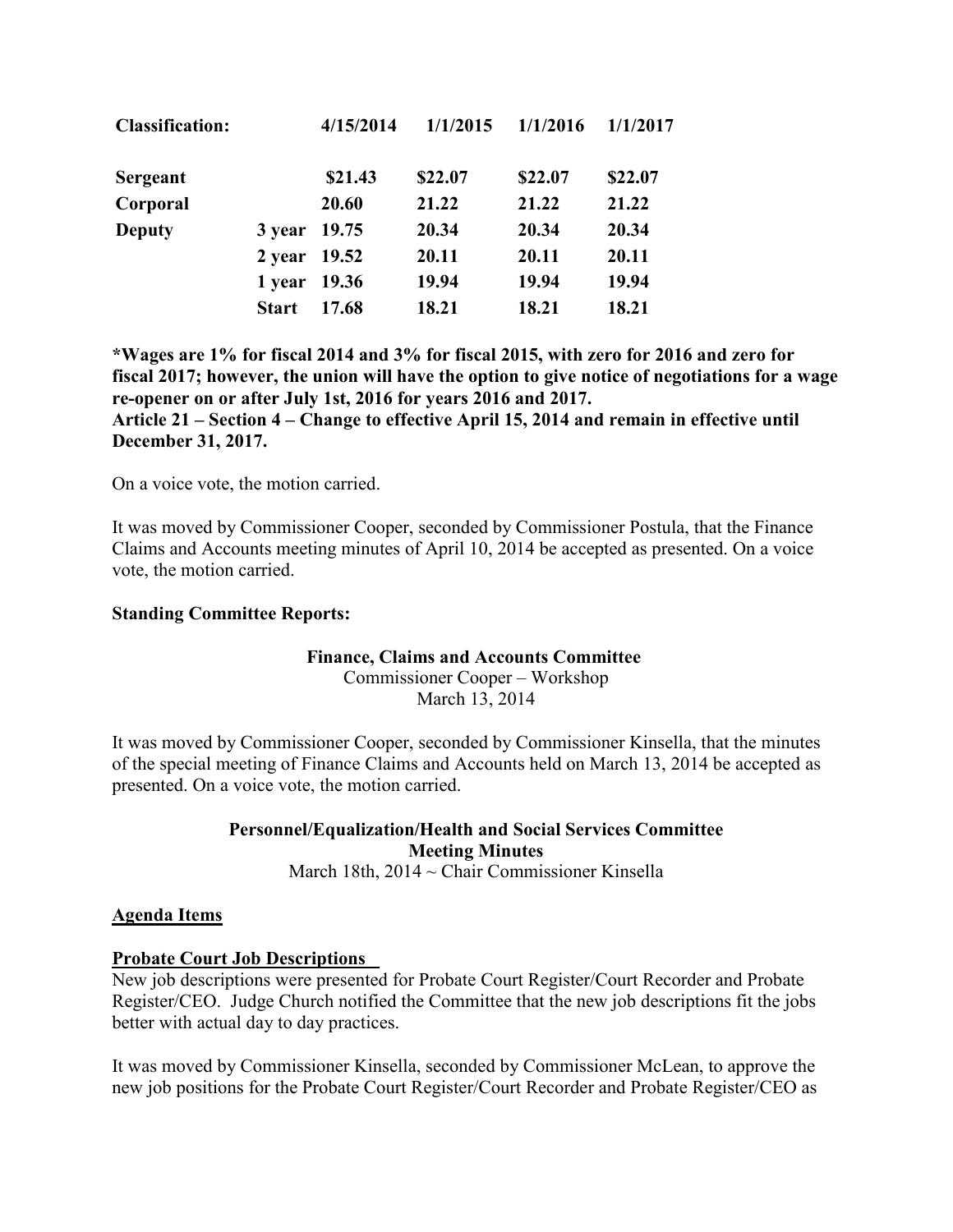| Classification: | | 4/15/2014 | 1/1/2015 | 1/1/2016 | 1/1/2017 |
| --- | --- | --- | --- | --- | --- |
| **Sergeant** | | **$21.43** | **$22.07** | **$22.07** | **$22.07** |
| **Corporal** | | **20.60** | **21.22** | **21.22** | **21.22** |
| **Deputy** | **3 year** | **19.75** | **20.34** | **20.34** | **20.34** |
| | **2 year** | **19.52** | **20.11** | **20.11** | **20.11** |
| | **1 year** | **19.36** | **19.94** | **19.94** | **19.94** |
| | **Start** | **17.68** | **18.21** | **18.21** | **18.21** |

**\*Wages are 1% for fiscal 2014 and 3% for fiscal 2015, with zero for 2016 and zero for fiscal 2017; however, the union will have the option to give notice of negotiations for a wage re-opener on or after July 1st, 2016 for years 2016 and 2017.**
**Article 21 – Section 4 – Change to effective April 15, 2014 and remain in effective until December 31, 2017.**

On a voice vote, the motion carried.

It was moved by Commissioner Cooper, seconded by Commissioner Postula, that the Finance Claims and Accounts meeting minutes of April 10, 2014 be accepted as presented. On a voice vote, the motion carried.

**Standing Committee Reports:**

**Finance, Claims and Accounts Committee**
Commissioner Cooper – Workshop
March 13, 2014

It was moved by Commissioner Cooper, seconded by Commissioner Kinsella, that the minutes of the special meeting of Finance Claims and Accounts held on March 13, 2014 be accepted as presented. On a voice vote, the motion carried.

**Personnel/Equalization/Health and Social Services Committee**
**Meeting Minutes**
March 18th, 2014 ~ Chair Commissioner Kinsella

**Agenda Items**

**Probate Court Job Descriptions**
New job descriptions were presented for Probate Court Register/Court Recorder and Probate Register/CEO. Judge Church notified the Committee that the new job descriptions fit the jobs better with actual day to day practices.

It was moved by Commissioner Kinsella, seconded by Commissioner McLean, to approve the new job positions for the Probate Court Register/Court Recorder and Probate Register/CEO as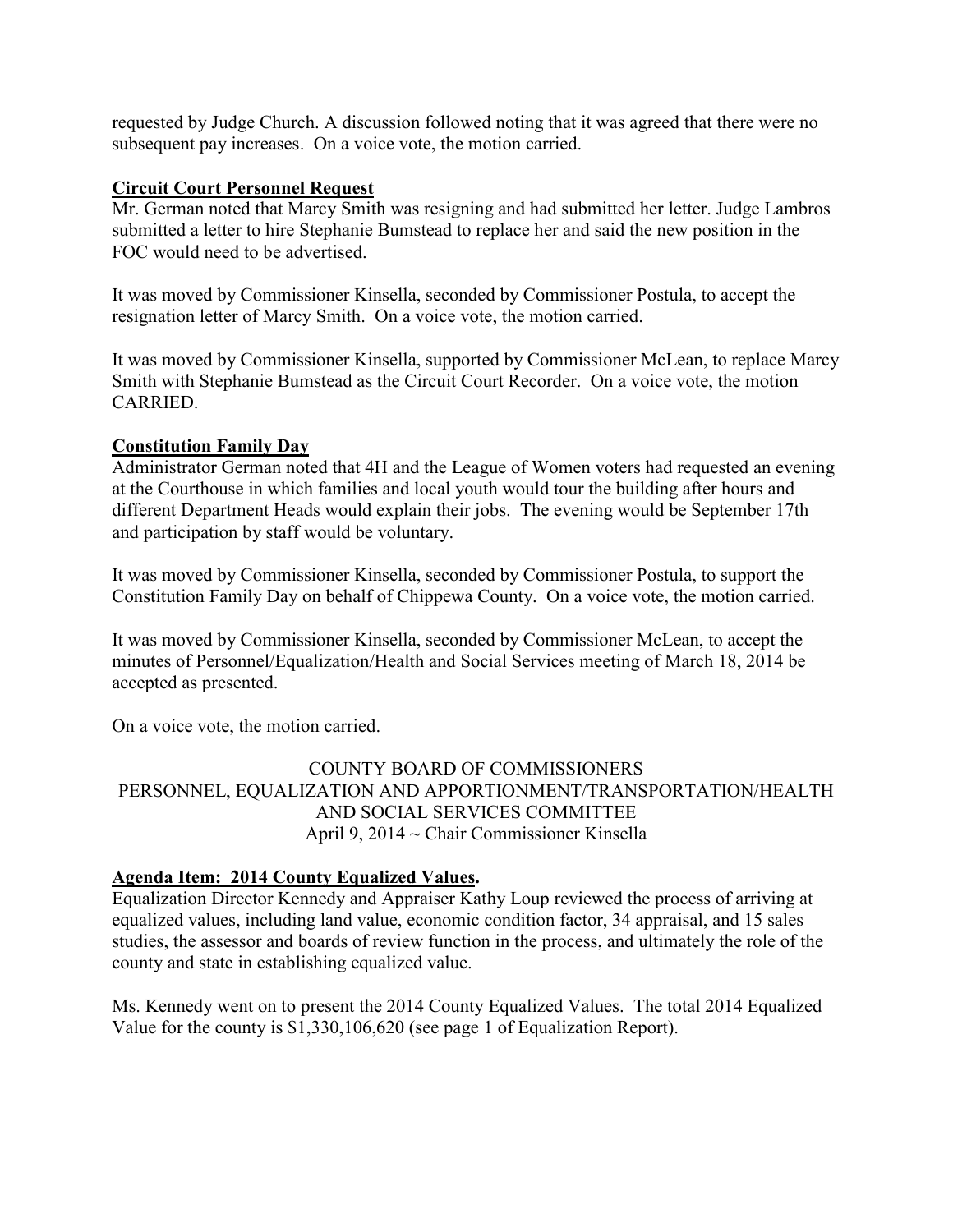requested by Judge Church. A discussion followed noting that it was agreed that there were no subsequent pay increases. On a voice vote, the motion carried.

**Circuit Court Personnel Request**

Mr. German noted that Marcy Smith was resigning and had submitted her letter. Judge Lambros submitted a letter to hire Stephanie Bumstead to replace her and said the new position in the FOC would need to be advertised.

It was moved by Commissioner Kinsella, seconded by Commissioner Postula, to accept the resignation letter of Marcy Smith. On a voice vote, the motion carried.

It was moved by Commissioner Kinsella, supported by Commissioner McLean, to replace Marcy Smith with Stephanie Bumstead as the Circuit Court Recorder. On a voice vote, the motion CARRIED.

**Constitution Family Day**

Administrator German noted that 4H and the League of Women voters had requested an evening at the Courthouse in which families and local youth would tour the building after hours and different Department Heads would explain their jobs. The evening would be September 17th and participation by staff would be voluntary.

It was moved by Commissioner Kinsella, seconded by Commissioner Postula, to support the Constitution Family Day on behalf of Chippewa County. On a voice vote, the motion carried.

It was moved by Commissioner Kinsella, seconded by Commissioner McLean, to accept the minutes of Personnel/Equalization/Health and Social Services meeting of March 18, 2014 be accepted as presented.

On a voice vote, the motion carried.

COUNTY BOARD OF COMMISSIONERS
PERSONNEL, EQUALIZATION AND APPORTIONMENT/TRANSPORTATION/HEALTH AND SOCIAL SERVICES COMMITTEE
April 9, 2014 ~ Chair Commissioner Kinsella

**Agenda Item: 2014 County Equalized Values.**

Equalization Director Kennedy and Appraiser Kathy Loup reviewed the process of arriving at equalized values, including land value, economic condition factor, 34 appraisal, and 15 sales studies, the assessor and boards of review function in the process, and ultimately the role of the county and state in establishing equalized value.

Ms. Kennedy went on to present the 2014 County Equalized Values. The total 2014 Equalized Value for the county is $1,330,106,620 (see page 1 of Equalization Report).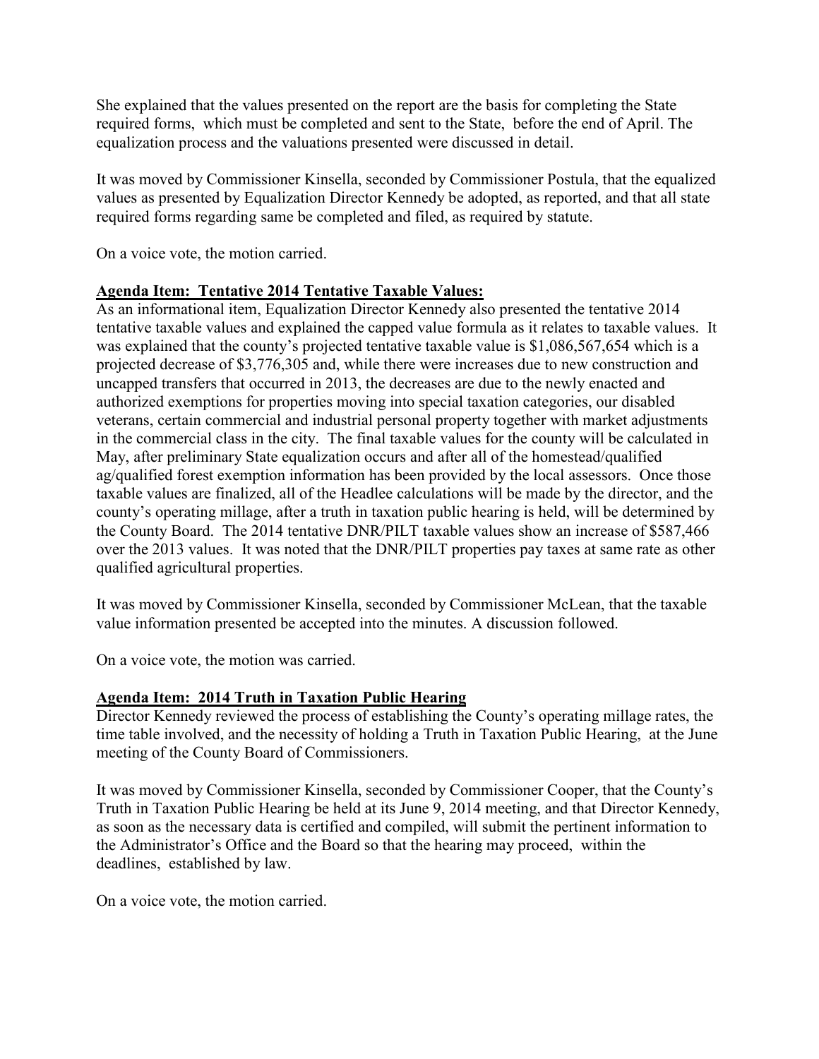She explained that the values presented on the report are the basis for completing the State required forms, which must be completed and sent to the State, before the end of April. The equalization process and the valuations presented were discussed in detail.

It was moved by Commissioner Kinsella, seconded by Commissioner Postula, that the equalized values as presented by Equalization Director Kennedy be adopted, as reported, and that all state required forms regarding same be completed and filed, as required by statute.

On a voice vote, the motion carried.

**Agenda Item: Tentative 2014 Tentative Taxable Values:**

As an informational item, Equalization Director Kennedy also presented the tentative 2014 tentative taxable values and explained the capped value formula as it relates to taxable values. It was explained that the county's projected tentative taxable value is $1,086,567,654 which is a projected decrease of $3,776,305 and, while there were increases due to new construction and uncapped transfers that occurred in 2013, the decreases are due to the newly enacted and authorized exemptions for properties moving into special taxation categories, our disabled veterans, certain commercial and industrial personal property together with market adjustments in the commercial class in the city. The final taxable values for the county will be calculated in May, after preliminary State equalization occurs and after all of the homestead/qualified ag/qualified forest exemption information has been provided by the local assessors. Once those taxable values are finalized, all of the Headlee calculations will be made by the director, and the county's operating millage, after a truth in taxation public hearing is held, will be determined by the County Board. The 2014 tentative DNR/PILT taxable values show an increase of $587,466 over the 2013 values. It was noted that the DNR/PILT properties pay taxes at same rate as other qualified agricultural properties.

It was moved by Commissioner Kinsella, seconded by Commissioner McLean, that the taxable value information presented be accepted into the minutes. A discussion followed.

On a voice vote, the motion was carried.

**Agenda Item: 2014 Truth in Taxation Public Hearing**

Director Kennedy reviewed the process of establishing the County's operating millage rates, the time table involved, and the necessity of holding a Truth in Taxation Public Hearing, at the June meeting of the County Board of Commissioners.

It was moved by Commissioner Kinsella, seconded by Commissioner Cooper, that the County's Truth in Taxation Public Hearing be held at its June 9, 2014 meeting, and that Director Kennedy, as soon as the necessary data is certified and compiled, will submit the pertinent information to the Administrator's Office and the Board so that the hearing may proceed, within the deadlines, established by law.

On a voice vote, the motion carried.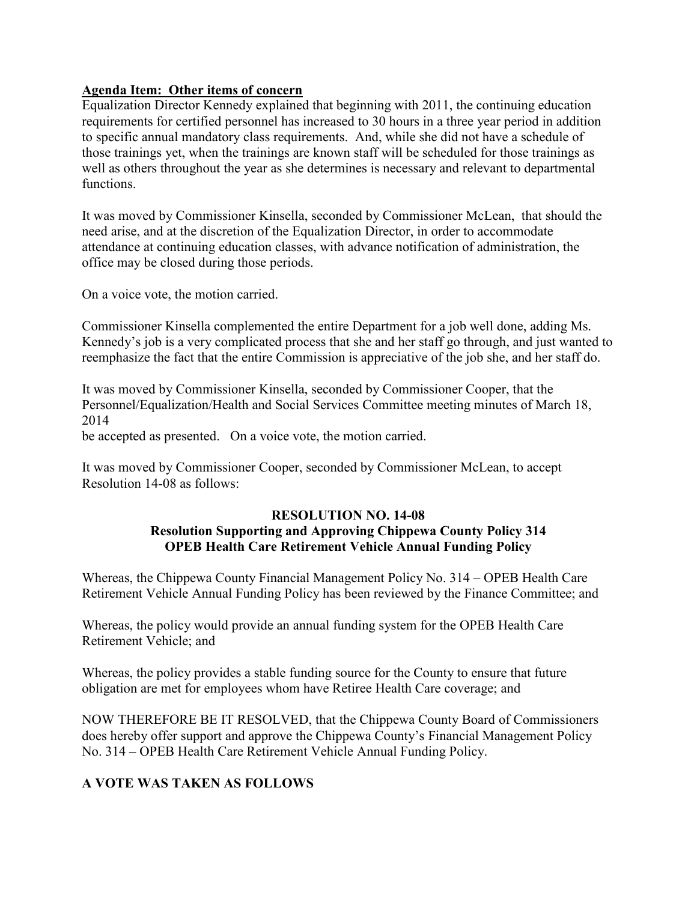**Agenda Item: Other items of concern**

Equalization Director Kennedy explained that beginning with 2011, the continuing education requirements for certified personnel has increased to 30 hours in a three year period in addition to specific annual mandatory class requirements. And, while she did not have a schedule of those trainings yet, when the trainings are known staff will be scheduled for those trainings as well as others throughout the year as she determines is necessary and relevant to departmental functions.

It was moved by Commissioner Kinsella, seconded by Commissioner McLean, that should the need arise, and at the discretion of the Equalization Director, in order to accommodate attendance at continuing education classes, with advance notification of administration, the office may be closed during those periods.

On a voice vote, the motion carried.

Commissioner Kinsella complemented the entire Department for a job well done, adding Ms. Kennedy's job is a very complicated process that she and her staff go through, and just wanted to reemphasize the fact that the entire Commission is appreciative of the job she, and her staff do.

It was moved by Commissioner Kinsella, seconded by Commissioner Cooper, that the Personnel/Equalization/Health and Social Services Committee meeting minutes of March 18, 2014
be accepted as presented. On a voice vote, the motion carried.

It was moved by Commissioner Cooper, seconded by Commissioner McLean, to accept Resolution 14-08 as follows:

**RESOLUTION NO. 14-08**
**Resolution Supporting and Approving Chippewa County Policy 314**
**OPEB Health Care Retirement Vehicle Annual Funding Policy**

Whereas, the Chippewa County Financial Management Policy No. 314 – OPEB Health Care Retirement Vehicle Annual Funding Policy has been reviewed by the Finance Committee; and

Whereas, the policy would provide an annual funding system for the OPEB Health Care Retirement Vehicle; and

Whereas, the policy provides a stable funding source for the County to ensure that future obligation are met for employees whom have Retiree Health Care coverage; and

NOW THEREFORE BE IT RESOLVED, that the Chippewa County Board of Commissioners does hereby offer support and approve the Chippewa County's Financial Management Policy No. 314 – OPEB Health Care Retirement Vehicle Annual Funding Policy.

**A VOTE WAS TAKEN AS FOLLOWS**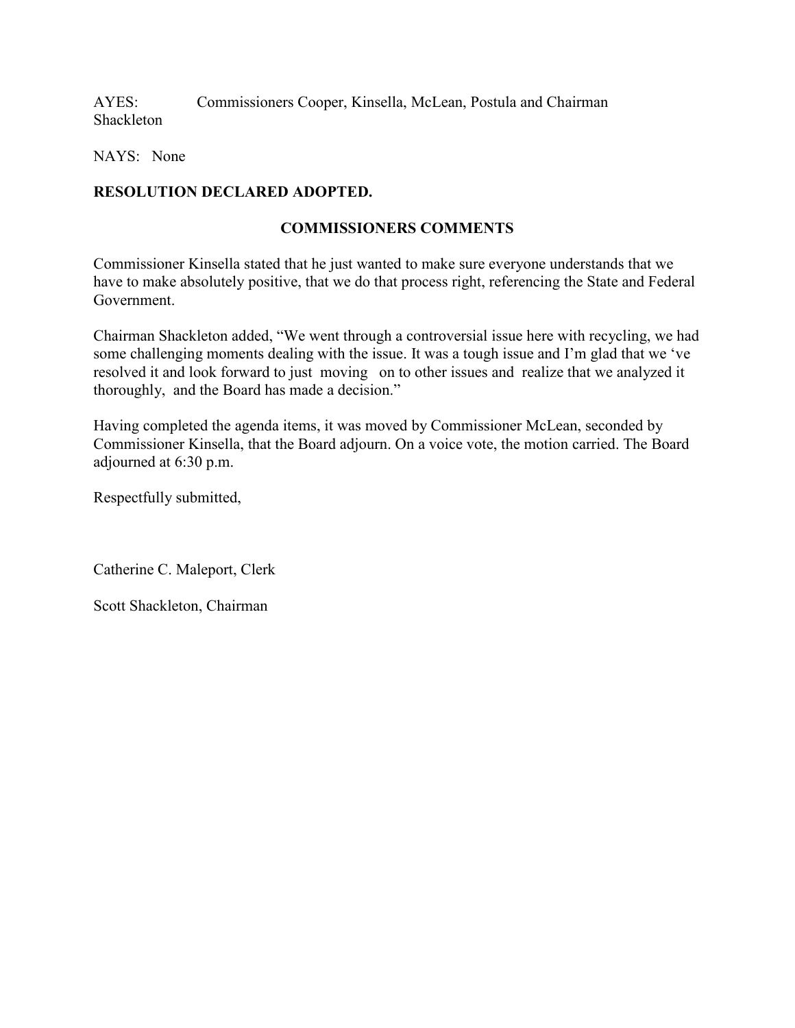AYES: Commissioners Cooper, Kinsella, McLean, Postula and Chairman Shackleton

NAYS: None

**RESOLUTION DECLARED ADOPTED.**

## COMMISSIONERS COMMENTS

Commissioner Kinsella stated that he just wanted to make sure everyone understands that we have to make absolutely positive, that we do that process right, referencing the State and Federal Government.

Chairman Shackleton added, "We went through a controversial issue here with recycling, we had some challenging moments dealing with the issue. It was a tough issue and I'm glad that we 've resolved it and look forward to just moving on to other issues and realize that we analyzed it thoroughly, and the Board has made a decision."

Having completed the agenda items, it was moved by Commissioner McLean, seconded by Commissioner Kinsella, that the Board adjourn. On a voice vote, the motion carried. The Board adjourned at 6:30 p.m.

Respectfully submitted,

Catherine C. Maleport, Clerk

Scott Shackleton, Chairman